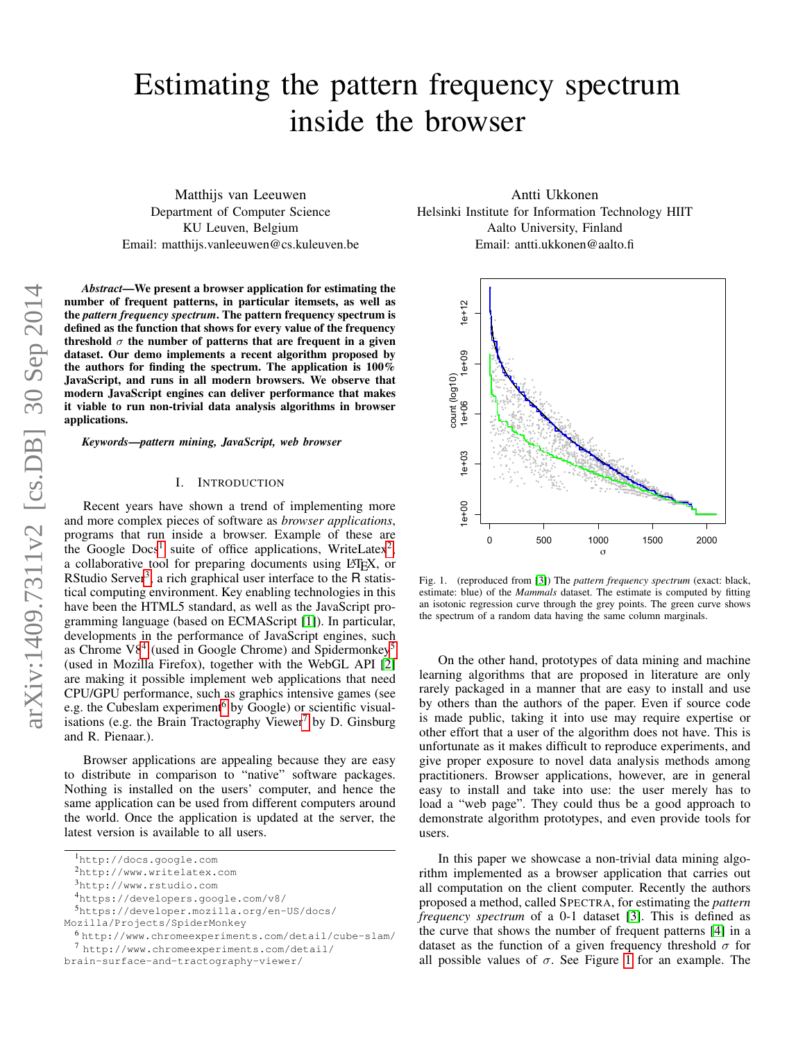# Estimating the pattern frequency spectrum inside the browser

Matthijs van Leeuwen
Department of Computer Science
KU Leuven, Belgium
Email: matthijs.vanleeuwen@cs.kuleuven.be

Antti Ukkonen
Helsinki Institute for Information Technology HIIT
Aalto University, Finland
Email: antti.ukkonen@aalto.fi

***Abstract*—We present a browser application for estimating the number of frequent patterns, in particular itemsets, as well as the *pattern frequency spectrum*. The pattern frequency spectrum is defined as the function that shows for every value of the frequency threshold $\sigma$ the number of patterns that are frequent in a given dataset. Our demo implements a recent algorithm proposed by the authors for finding the spectrum. The application is 100% JavaScript, and runs in all modern browsers. We observe that modern JavaScript engines can deliver performance that makes it viable to run non-trivial data analysis algorithms in browser applications.**

***Keywords*—pattern mining, JavaScript, web browser**

## I. Introduction

Recent years have shown a trend of implementing more and more complex pieces of software as *browser applications*, programs that run inside a browser. Example of these are the Google Docs[1] suite of office applications, WriteLatex[2], a collaborative tool for preparing documents using LaTeX, or RStudio Server[3], a rich graphical user interface to the R statistical computing environment. Key enabling technologies in this have been the HTML5 standard, as well as the JavaScript programming language (based on ECMAScript [1]). In particular, developments in the performance of JavaScript engines, such as Chrome V8[4] (used in Google Chrome) and Spidermonkey[5] (used in Mozilla Firefox), together with the WebGL API [2] are making it possible implement web applications that need CPU/GPU performance, such as graphics intensive games (see e.g. the Cubeslam experiment[6] by Google) or scientific visualisations (e.g. the Brain Tractography Viewer[7] by D. Ginsburg and R. Pienaar.).

Browser applications are appealing because they are easy to distribute in comparison to "native" software packages. Nothing is installed on the users' computer, and hence the same application can be used from different computers around the world. Once the application is updated at the server, the latest version is available to all users.

Fig. 1. (reproduced from [3]) The *pattern frequency spectrum* (exact: black, estimate: blue) of the *Mammals* dataset. The estimate is computed by fitting an isotonic regression curve through the grey points. The green curve shows the spectrum of a random data having the same column marginals.

On the other hand, prototypes of data mining and machine learning algorithms that are proposed in literature are only rarely packaged in a manner that are easy to install and use by others than the authors of the paper. Even if source code is made public, taking it into use may require expertise or other effort that a user of the algorithm does not have. This is unfortunate as it makes difficult to reproduce experiments, and give proper exposure to novel data analysis methods among practitioners. Browser applications, however, are in general easy to install and take into use: the user merely has to load a "web page". They could thus be a good approach to demonstrate algorithm prototypes, and even provide tools for users.

In this paper we showcase a non-trivial data mining algorithm implemented as a browser application that carries out all computation on the client computer. Recently the authors proposed a method, called SPECTRA, for estimating the *pattern frequency spectrum* of a 0-1 dataset [3]. This is defined as the curve that shows the number of frequent patterns [4] in a dataset as the function of a given frequency threshold $\sigma$ for all possible values of $\sigma$. See Figure 1 for an example. The

[1] http://docs.google.com
[2] http://www.writelatex.com
[3] http://www.rstudio.com
[4] https://developers.google.com/v8/
[5] https://developer.mozilla.org/en-US/docs/Mozilla/Projects/SpiderMonkey
[6] http://www.chromeexperiments.com/detail/cube-slam/
[7] http://www.chromeexperiments.com/detail/brain-surface-and-tractography-viewer/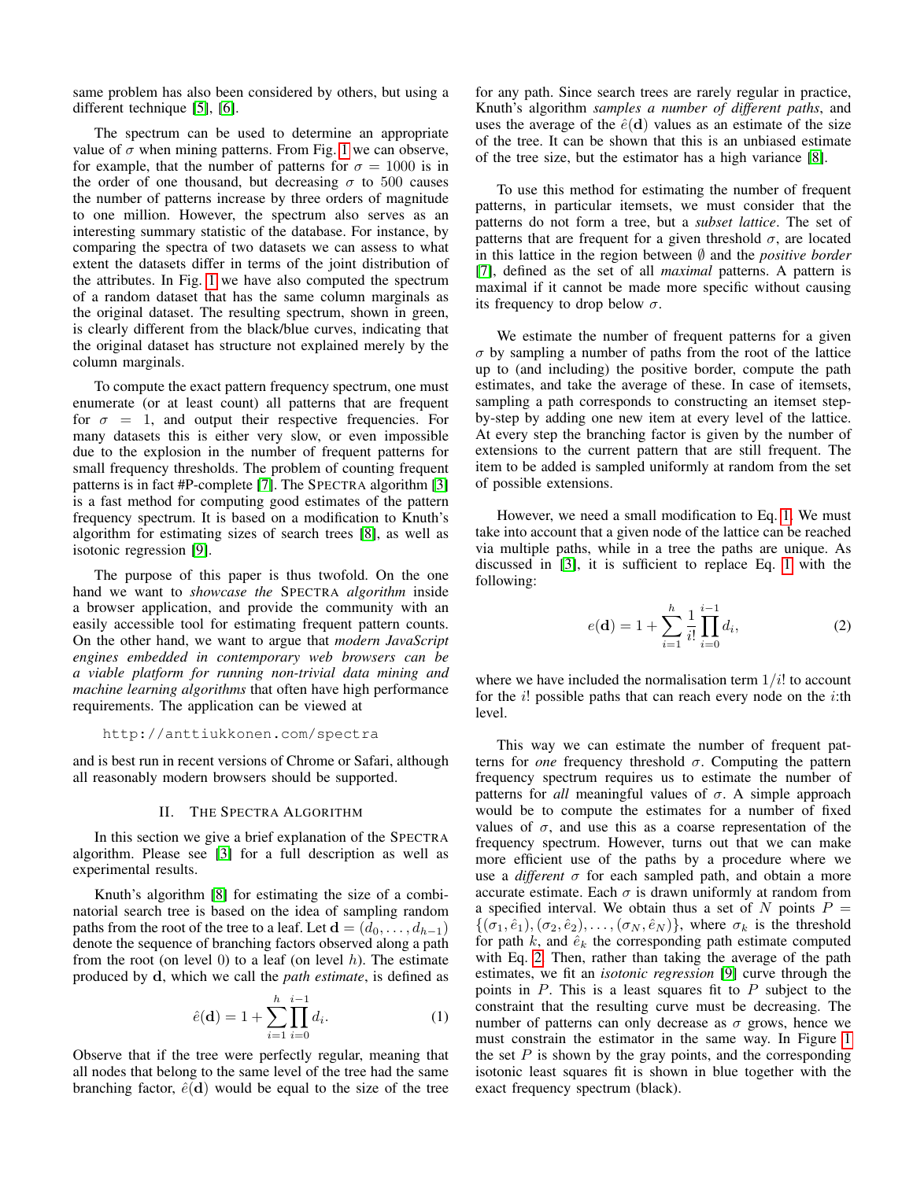same problem has also been considered by others, but using a different technique [5], [6].

The spectrum can be used to determine an appropriate value of $\sigma$ when mining patterns. From Fig. 1 we can observe, for example, that the number of patterns for $\sigma = 1000$ is in the order of one thousand, but decreasing $\sigma$ to 500 causes the number of patterns increase by three orders of magnitude to one million. However, the spectrum also serves as an interesting summary statistic of the database. For instance, by comparing the spectra of two datasets we can assess to what extent the datasets differ in terms of the joint distribution of the attributes. In Fig. 1 we have also computed the spectrum of a random dataset that has the same column marginals as the original dataset. The resulting spectrum, shown in green, is clearly different from the black/blue curves, indicating that the original dataset has structure not explained merely by the column marginals.

To compute the exact pattern frequency spectrum, one must enumerate (or at least count) all patterns that are frequent for $\sigma = 1$, and output their respective frequencies. For many datasets this is either very slow, or even impossible due to the explosion in the number of frequent patterns for small frequency thresholds. The problem of counting frequent patterns is in fact #P-complete [7]. The SPECTRA algorithm [3] is a fast method for computing good estimates of the pattern frequency spectrum. It is based on a modification to Knuth's algorithm for estimating sizes of search trees [8], as well as isotonic regression [9].

The purpose of this paper is thus twofold. On the one hand we want to *showcase the* SPECTRA *algorithm* inside a browser application, and provide the community with an easily accessible tool for estimating frequent pattern counts. On the other hand, we want to argue that *modern JavaScript engines embedded in contemporary web browsers can be a viable platform for running non-trivial data mining and machine learning algorithms* that often have high performance requirements. The application can be viewed at

http://anttiukkonen.com/spectra

and is best run in recent versions of Chrome or Safari, although all reasonably modern browsers should be supported.

## II. The Spectra Algorithm

In this section we give a brief explanation of the SPECTRA algorithm. Please see [3] for a full description as well as experimental results.

Knuth's algorithm [8] for estimating the size of a combinatorial search tree is based on the idea of sampling random paths from the root of the tree to a leaf. Let $\mathbf{d} = (d_0, \ldots, d_{h-1})$ denote the sequence of branching factors observed along a path from the root (on level 0) to a leaf (on level $h$). The estimate produced by $\mathbf{d}$, which we call the *path estimate*, is defined as

$$\hat{e}(\mathbf{d}) = 1 + \sum_{i=1}^{h} \prod_{i=0}^{i-1} d_i. \quad (1)$$

Observe that if the tree were perfectly regular, meaning that all nodes that belong to the same level of the tree had the same branching factor, $\hat{e}(\mathbf{d})$ would be equal to the size of the tree for any path. Since search trees are rarely regular in practice, Knuth's algorithm *samples a number of different paths*, and uses the average of the $\hat{e}(\mathbf{d})$ values as an estimate of the size of the tree. It can be shown that this is an unbiased estimate of the tree size, but the estimator has a high variance [8].

To use this method for estimating the number of frequent patterns, in particular itemsets, we must consider that the patterns do not form a tree, but a *subset lattice*. The set of patterns that are frequent for a given threshold $\sigma$, are located in this lattice in the region between $\emptyset$ and the *positive border* [7], defined as the set of all *maximal* patterns. A pattern is maximal if it cannot be made more specific without causing its frequency to drop below $\sigma$.

We estimate the number of frequent patterns for a given $\sigma$ by sampling a number of paths from the root of the lattice up to (and including) the positive border, compute the path estimates, and take the average of these. In case of itemsets, sampling a path corresponds to constructing an itemset step-by-step by adding one new item at every level of the lattice. At every step the branching factor is given by the number of extensions to the current pattern that are still frequent. The item to be added is sampled uniformly at random from the set of possible extensions.

However, we need a small modification to Eq. 1. We must take into account that a given node of the lattice can be reached via multiple paths, while in a tree the paths are unique. As discussed in [3], it is sufficient to replace Eq. 1 with the following:

$$e(\mathbf{d}) = 1 + \sum_{i=1}^{h} \frac{1}{i!} \prod_{i=0}^{i-1} d_i, \quad (2)$$

where we have included the normalisation term $1/i!$ to account for the $i!$ possible paths that can reach every node on the $i$:th level.

This way we can estimate the number of frequent patterns for *one* frequency threshold $\sigma$. Computing the pattern frequency spectrum requires us to estimate the number of patterns for *all* meaningful values of $\sigma$. A simple approach would be to compute the estimates for a number of fixed values of $\sigma$, and use this as a coarse representation of the frequency spectrum. However, turns out that we can make more efficient use of the paths by a procedure where we use a *different* $\sigma$ for each sampled path, and obtain a more accurate estimate. Each $\sigma$ is drawn uniformly at random from a specified interval. We obtain thus a set of $N$ points $P = \{(\sigma_1, \hat{e}_1), (\sigma_2, \hat{e}_2), \ldots, (\sigma_N, \hat{e}_N)\}$, where $\sigma_k$ is the threshold for path $k$, and $\hat{e}_k$ the corresponding path estimate computed with Eq. 2. Then, rather than taking the average of the path estimates, we fit an *isotonic regression* [9] curve through the points in $P$. This is a least squares fit to $P$ subject to the constraint that the resulting curve must be decreasing. The number of patterns can only decrease as $\sigma$ grows, hence we must constrain the estimator in the same way. In Figure 1 the set $P$ is shown by the gray points, and the corresponding isotonic least squares fit is shown in blue together with the exact frequency spectrum (black).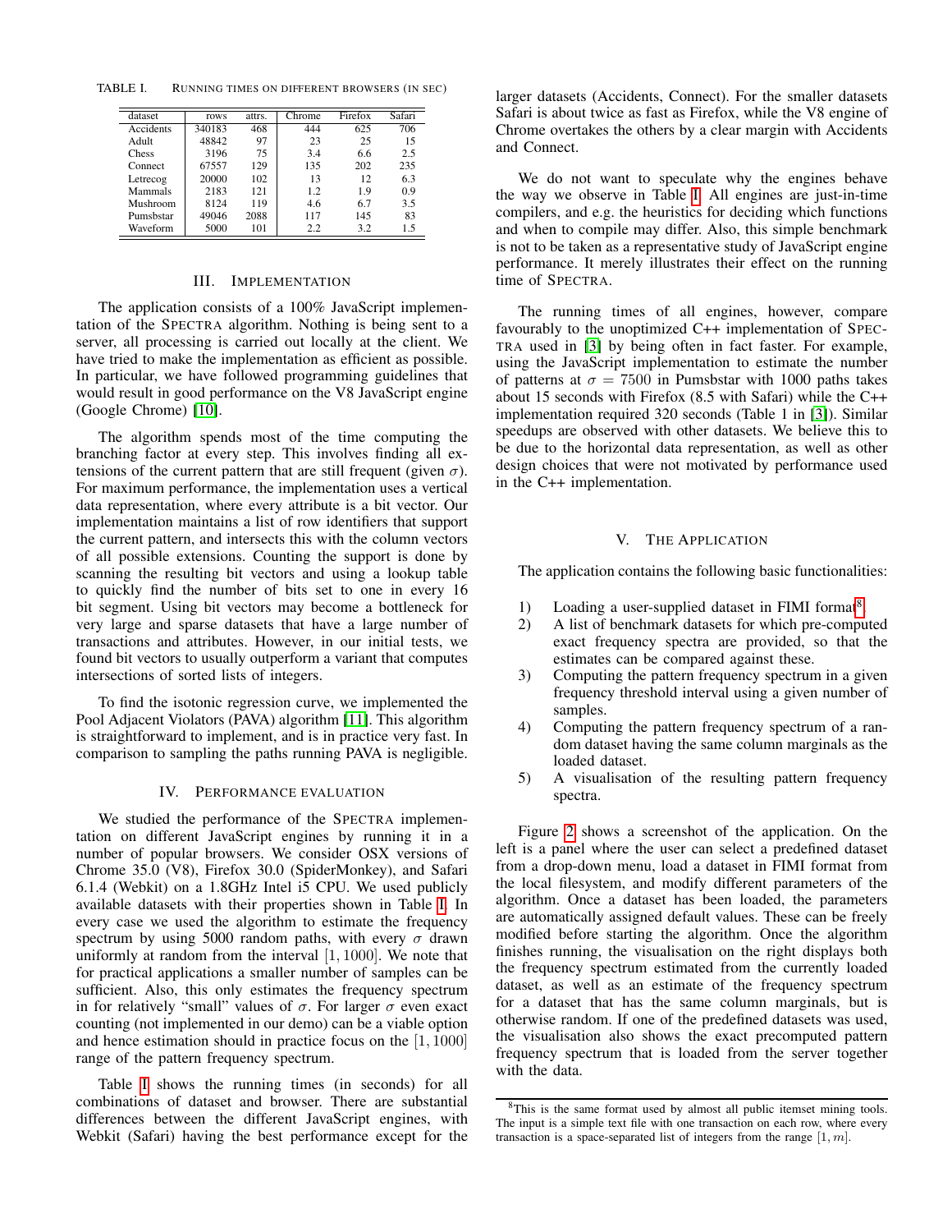TABLE I. RUNNING TIMES ON DIFFERENT BROWSERS (IN SEC)

| dataset | rows | attrs. | Chrome | Firefox | Safari |
|---|---|---|---|---|---|
| Accidents | 340183 | 468 | 444 | 625 | 706 |
| Adult | 48842 | 97 | 23 | 25 | 15 |
| Chess | 3196 | 75 | 3.4 | 6.6 | 2.5 |
| Connect | 67557 | 129 | 135 | 202 | 235 |
| Letrecog | 20000 | 102 | 13 | 12 | 6.3 |
| Mammals | 2183 | 121 | 1.2 | 1.9 | 0.9 |
| Mushroom | 8124 | 119 | 4.6 | 6.7 | 3.5 |
| Pumsbstar | 49046 | 2088 | 117 | 145 | 83 |
| Waveform | 5000 | 101 | 2.2 | 3.2 | 1.5 |

## III. IMPLEMENTATION

The application consists of a 100% JavaScript implementation of the SPECTRA algorithm. Nothing is being sent to a server, all processing is carried out locally at the client. We have tried to make the implementation as efficient as possible. In particular, we have followed programming guidelines that would result in good performance on the V8 JavaScript engine (Google Chrome) [10].

The algorithm spends most of the time computing the branching factor at every step. This involves finding all extensions of the current pattern that are still frequent (given $\sigma$). For maximum performance, the implementation uses a vertical data representation, where every attribute is a bit vector. Our implementation maintains a list of row identifiers that support the current pattern, and intersects this with the column vectors of all possible extensions. Counting the support is done by scanning the resulting bit vectors and using a lookup table to quickly find the number of bits set to one in every 16 bit segment. Using bit vectors may become a bottleneck for very large and sparse datasets that have a large number of transactions and attributes. However, in our initial tests, we found bit vectors to usually outperform a variant that computes intersections of sorted lists of integers.

To find the isotonic regression curve, we implemented the Pool Adjacent Violators (PAVA) algorithm [11]. This algorithm is straightforward to implement, and is in practice very fast. In comparison to sampling the paths running PAVA is negligible.

## IV. PERFORMANCE EVALUATION

We studied the performance of the SPECTRA implementation on different JavaScript engines by running it in a number of popular browsers. We consider OSX versions of Chrome 35.0 (V8), Firefox 30.0 (SpiderMonkey), and Safari 6.1.4 (Webkit) on a 1.8GHz Intel i5 CPU. We used publicly available datasets with their properties shown in Table I. In every case we used the algorithm to estimate the frequency spectrum by using 5000 random paths, with every $\sigma$ drawn uniformly at random from the interval $[1, 1000]$. We note that for practical applications a smaller number of samples can be sufficient. Also, this only estimates the frequency spectrum in for relatively "small" values of $\sigma$. For larger $\sigma$ even exact counting (not implemented in our demo) can be a viable option and hence estimation should in practice focus on the $[1, 1000]$ range of the pattern frequency spectrum.

Table I shows the running times (in seconds) for all combinations of dataset and browser. There are substantial differences between the different JavaScript engines, with Webkit (Safari) having the best performance except for the larger datasets (Accidents, Connect). For the smaller datasets Safari is about twice as fast as Firefox, while the V8 engine of Chrome overtakes the others by a clear margin with Accidents and Connect.

We do not want to speculate why the engines behave the way we observe in Table I. All engines are just-in-time compilers, and e.g. the heuristics for deciding which functions and when to compile may differ. Also, this simple benchmark is not to be taken as a representative study of JavaScript engine performance. It merely illustrates their effect on the running time of SPECTRA.

The running times of all engines, however, compare favourably to the unoptimized C++ implementation of SPECTRA used in [3] by being often in fact faster. For example, using the JavaScript implementation to estimate the number of patterns at $\sigma = 7500$ in Pumsbstar with 1000 paths takes about 15 seconds with Firefox (8.5 with Safari) while the C++ implementation required 320 seconds (Table 1 in [3]). Similar speedups are observed with other datasets. We believe this to be due to the horizontal data representation, as well as other design choices that were not motivated by performance used in the C++ implementation.

## V. THE APPLICATION

The application contains the following basic functionalities:

1) Loading a user-supplied dataset in FIMI format[8].
2) A list of benchmark datasets for which pre-computed exact frequency spectra are provided, so that the estimates can be compared against these.
3) Computing the pattern frequency spectrum in a given frequency threshold interval using a given number of samples.
4) Computing the pattern frequency spectrum of a random dataset having the same column marginals as the loaded dataset.
5) A visualisation of the resulting pattern frequency spectra.

Figure 2 shows a screenshot of the application. On the left is a panel where the user can select a predefined dataset from a drop-down menu, load a dataset in FIMI format from the local filesystem, and modify different parameters of the algorithm. Once a dataset has been loaded, the parameters are automatically assigned default values. These can be freely modified before starting the algorithm. Once the algorithm finishes running, the visualisation on the right displays both the frequency spectrum estimated from the currently loaded dataset, as well as an estimate of the frequency spectrum for a dataset that has the same column marginals, but is otherwise random. If one of the predefined datasets was used, the visualisation also shows the exact precomputed pattern frequency spectrum that is loaded from the server together with the data.

[8] This is the same format used by almost all public itemset mining tools. The input is a simple text file with one transaction on each row, where every transaction is a space-separated list of integers from the range $[1, m]$.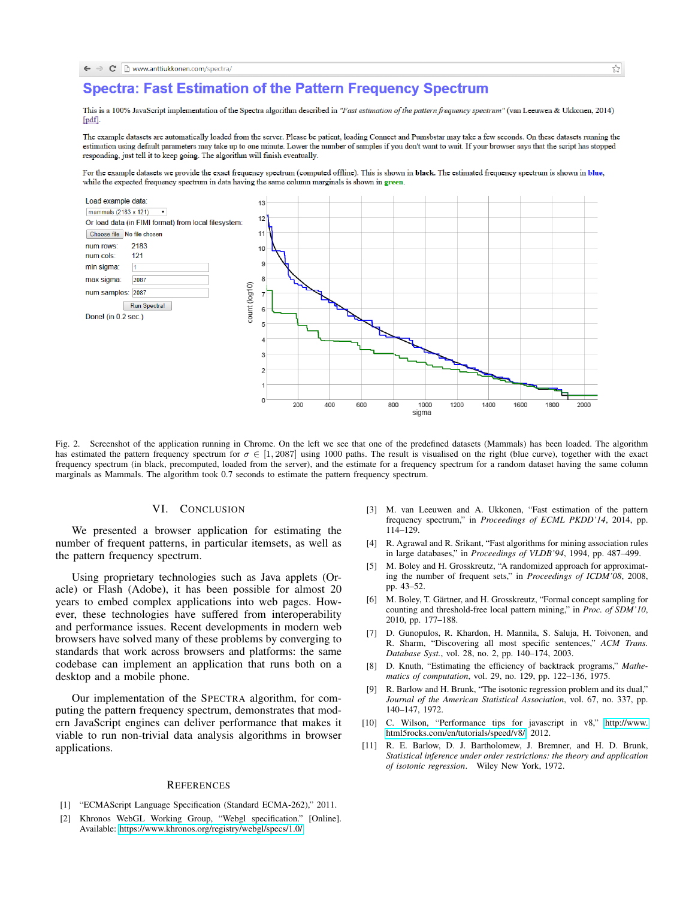www.anttiukkonen.com/spectra/

# Spectra: Fast Estimation of the Pattern Frequency Spectrum

This is a 100% JavaScript implementation of the Spectra algorithm described in *"Fast estimation of the pattern frequency spectrum"* (van Leeuwen & Ukkonen, 2014) [pdf].

The example datasets are automatically loaded from the server. Please be patient, loading Connect and Pumsbstar may take a few seconds. On these datasets running the estimation using default parameters may take up to one minute. Lower the number of samples if you don't want to wait. If your browser says that the script has stopped responding, just tell it to keep going. The algorithm will finish eventually.

For the example datasets we provide the exact frequency spectrum (computed offline). This is shown in **black**. The estimated frequency spectrum is shown in **blue**, while the expected frequency spectrum in data having the same column marginals is shown in **green**.

Load example data:
mammals (2183 x 121)
Or load data (in FIMI format) from local filesystem:
Choose file No file chosen
num rows: 2183
num cols: 121
min sigma: 1
max sigma: 2087
num samples: 2087
Run Spectra!
Done! (in 0.2 sec.)

count (log10)
0 1 2 3 4 5 6 7 8 9 10 11 12 13
sigma
200 400 600 800 1000 1200 1400 1600 1800 2000

Fig. 2. Screenshot of the application running in Chrome. On the left we see that one of the predefined datasets (Mammals) has been loaded. The algorithm has estimated the pattern frequency spectrum for $\sigma \in [1, 2087]$ using 1000 paths. The result is visualised on the right (blue curve), together with the exact frequency spectrum (in black, precomputed, loaded from the server), and the estimate for a frequency spectrum for a random dataset having the same column marginals as Mammals. The algorithm took 0.7 seconds to estimate the pattern frequency spectrum.

## VI. Conclusion

We presented a browser application for estimating the number of frequent patterns, in particular itemsets, as well as the pattern frequency spectrum.

Using proprietary technologies such as Java applets (Oracle) or Flash (Adobe), it has been possible for almost 20 years to embed complex applications into web pages. However, these technologies have suffered from interoperability and performance issues. Recent developments in modern web browsers have solved many of these problems by converging to standards that work across browsers and platforms: the same codebase can implement an application that runs both on a desktop and a mobile phone.

Our implementation of the Spectra algorithm, for computing the pattern frequency spectrum, demonstrates that modern JavaScript engines can deliver performance that makes it viable to run non-trivial data analysis algorithms in browser applications.

## References

[1] "ECMAScript Language Specification (Standard ECMA-262)," 2011.

[2] Khronos WebGL Working Group, "Webgl specification." [Online]. Available: https://www.khronos.org/registry/webgl/specs/1.0/

[3] M. van Leeuwen and A. Ukkonen, "Fast estimation of the pattern frequency spectrum," in *Proceedings of ECML PKDD'14*, 2014, pp. 114–129.

[4] R. Agrawal and R. Srikant, "Fast algorithms for mining association rules in large databases," in *Proceedings of VLDB'94*, 1994, pp. 487–499.

[5] M. Boley and H. Grosskreutz, "A randomized approach for approximating the number of frequent sets," in *Proceedings of ICDM'08*, 2008, pp. 43–52.

[6] M. Boley, T. Gärtner, and H. Grosskreutz, "Formal concept sampling for counting and threshold-free local pattern mining," in *Proc. of SDM'10*, 2010, pp. 177–188.

[7] D. Gunopulos, R. Khardon, H. Mannila, S. Saluja, H. Toivonen, and R. Sharm, "Discovering all most specific sentences," *ACM Trans. Database Syst.*, vol. 28, no. 2, pp. 140–174, 2003.

[8] D. Knuth, "Estimating the efficiency of backtrack programs," *Mathematics of computation*, vol. 29, no. 129, pp. 122–136, 1975.

[9] R. Barlow and H. Brunk, "The isotonic regression problem and its dual," *Journal of the American Statistical Association*, vol. 67, no. 337, pp. 140–147, 1972.

[10] C. Wilson, "Performance tips for javascript in v8," http://www.html5rocks.com/en/tutorials/speed/v8/, 2012.

[11] R. E. Barlow, D. J. Bartholomew, J. Bremner, and H. D. Brunk, *Statistical inference under order restrictions: the theory and application of isotonic regression*. Wiley New York, 1972.